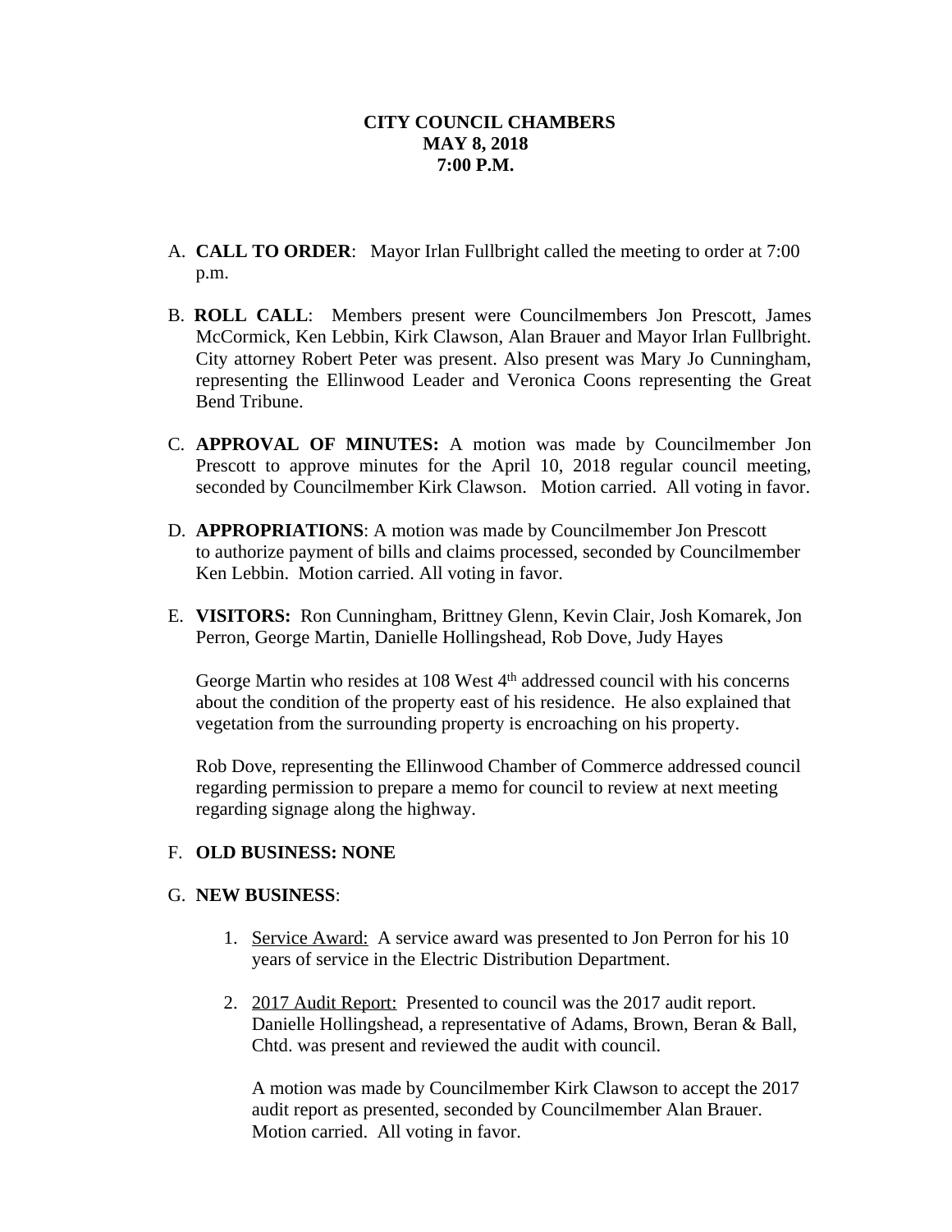**CITY COUNCIL CHAMBERS**
**MAY 8, 2018**
**7:00 P.M.**

A. **CALL TO ORDER**: Mayor Irlan Fullbright called the meeting to order at 7:00 p.m.

B. **ROLL CALL**: Members present were Councilmembers Jon Prescott, James McCormick, Ken Lebbin, Kirk Clawson, Alan Brauer and Mayor Irlan Fullbright. City attorney Robert Peter was present. Also present was Mary Jo Cunningham, representing the Ellinwood Leader and Veronica Coons representing the Great Bend Tribune.

C. **APPROVAL OF MINUTES:** A motion was made by Councilmember Jon Prescott to approve minutes for the April 10, 2018 regular council meeting, seconded by Councilmember Kirk Clawson. Motion carried. All voting in favor.

D. **APPROPRIATIONS**: A motion was made by Councilmember Jon Prescott to authorize payment of bills and claims processed, seconded by Councilmember Ken Lebbin. Motion carried. All voting in favor.

E. **VISITORS:** Ron Cunningham, Brittney Glenn, Kevin Clair, Josh Komarek, Jon Perron, George Martin, Danielle Hollingshead, Rob Dove, Judy Hayes

George Martin who resides at 108 West 4th addressed council with his concerns about the condition of the property east of his residence. He also explained that vegetation from the surrounding property is encroaching on his property.

Rob Dove, representing the Ellinwood Chamber of Commerce addressed council regarding permission to prepare a memo for council to review at next meeting regarding signage along the highway.

F. **OLD BUSINESS: NONE**

G. **NEW BUSINESS**:

1. Service Award: A service award was presented to Jon Perron for his 10 years of service in the Electric Distribution Department.

2. 2017 Audit Report: Presented to council was the 2017 audit report. Danielle Hollingshead, a representative of Adams, Brown, Beran & Ball, Chtd. was present and reviewed the audit with council.

   A motion was made by Councilmember Kirk Clawson to accept the 2017 audit report as presented, seconded by Councilmember Alan Brauer. Motion carried. All voting in favor.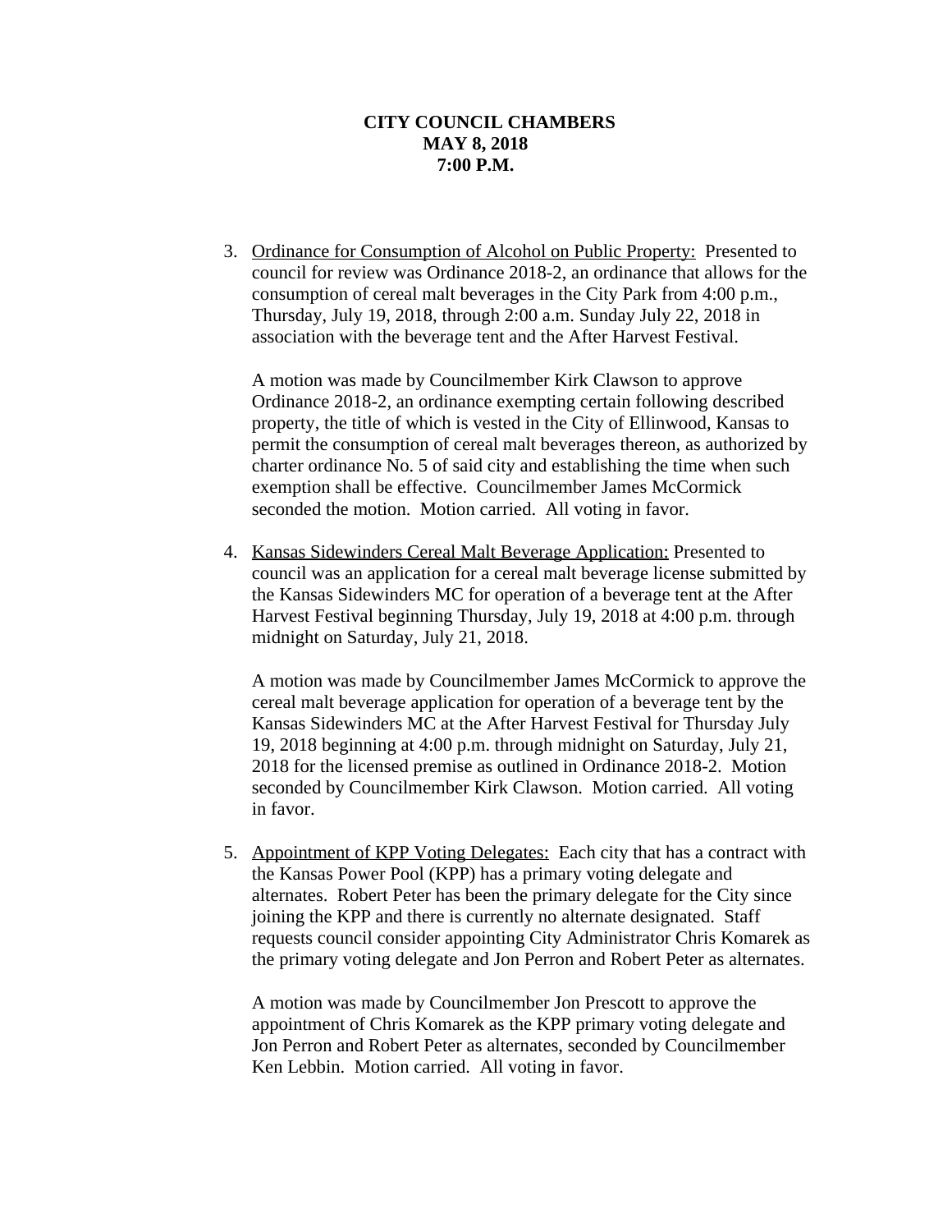**CITY COUNCIL CHAMBERS**
**MAY 8, 2018**
**7:00 P.M.**

3. Ordinance for Consumption of Alcohol on Public Property: Presented to council for review was Ordinance 2018-2, an ordinance that allows for the consumption of cereal malt beverages in the City Park from 4:00 p.m., Thursday, July 19, 2018, through 2:00 a.m. Sunday July 22, 2018 in association with the beverage tent and the After Harvest Festival.

   A motion was made by Councilmember Kirk Clawson to approve Ordinance 2018-2, an ordinance exempting certain following described property, the title of which is vested in the City of Ellinwood, Kansas to permit the consumption of cereal malt beverages thereon, as authorized by charter ordinance No. 5 of said city and establishing the time when such exemption shall be effective. Councilmember James McCormick seconded the motion. Motion carried. All voting in favor.

4. Kansas Sidewinders Cereal Malt Beverage Application: Presented to council was an application for a cereal malt beverage license submitted by the Kansas Sidewinders MC for operation of a beverage tent at the After Harvest Festival beginning Thursday, July 19, 2018 at 4:00 p.m. through midnight on Saturday, July 21, 2018.

   A motion was made by Councilmember James McCormick to approve the cereal malt beverage application for operation of a beverage tent by the Kansas Sidewinders MC at the After Harvest Festival for Thursday July 19, 2018 beginning at 4:00 p.m. through midnight on Saturday, July 21, 2018 for the licensed premise as outlined in Ordinance 2018-2. Motion seconded by Councilmember Kirk Clawson. Motion carried. All voting in favor.

5. Appointment of KPP Voting Delegates: Each city that has a contract with the Kansas Power Pool (KPP) has a primary voting delegate and alternates. Robert Peter has been the primary delegate for the City since joining the KPP and there is currently no alternate designated. Staff requests council consider appointing City Administrator Chris Komarek as the primary voting delegate and Jon Perron and Robert Peter as alternates.

   A motion was made by Councilmember Jon Prescott to approve the appointment of Chris Komarek as the KPP primary voting delegate and Jon Perron and Robert Peter as alternates, seconded by Councilmember Ken Lebbin. Motion carried. All voting in favor.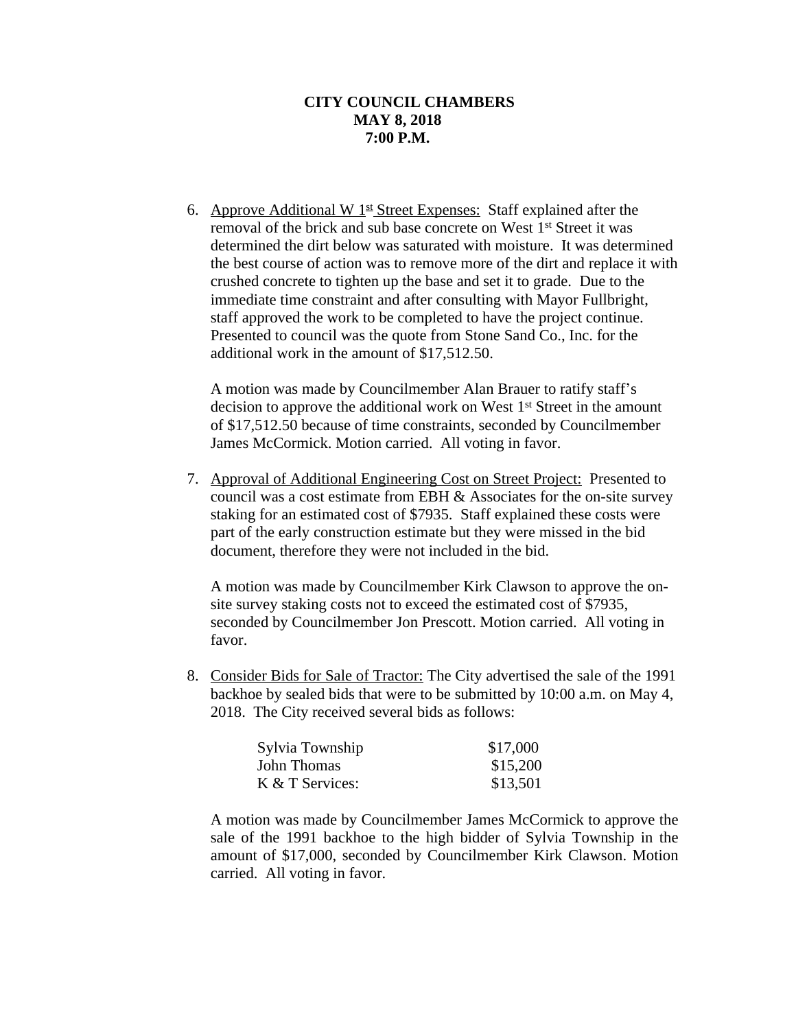**CITY COUNCIL CHAMBERS**
**MAY 8, 2018**
**7:00 P.M.**

6. Approve Additional W 1st Street Expenses: Staff explained after the removal of the brick and sub base concrete on West 1st Street it was determined the dirt below was saturated with moisture. It was determined the best course of action was to remove more of the dirt and replace it with crushed concrete to tighten up the base and set it to grade. Due to the immediate time constraint and after consulting with Mayor Fullbright, staff approved the work to be completed to have the project continue. Presented to council was the quote from Stone Sand Co., Inc. for the additional work in the amount of $17,512.50.

   A motion was made by Councilmember Alan Brauer to ratify staff's decision to approve the additional work on West 1st Street in the amount of $17,512.50 because of time constraints, seconded by Councilmember James McCormick. Motion carried. All voting in favor.

7. Approval of Additional Engineering Cost on Street Project: Presented to council was a cost estimate from EBH & Associates for the on-site survey staking for an estimated cost of $7935. Staff explained these costs were part of the early construction estimate but they were missed in the bid document, therefore they were not included in the bid.

   A motion was made by Councilmember Kirk Clawson to approve the on-site survey staking costs not to exceed the estimated cost of $7935, seconded by Councilmember Jon Prescott. Motion carried. All voting in favor.

8. Consider Bids for Sale of Tractor: The City advertised the sale of the 1991 backhoe by sealed bids that were to be submitted by 10:00 a.m. on May 4, 2018. The City received several bids as follows:

   | | |
   |---|---|
   | Sylvia Township | $17,000 |
   | John Thomas | $15,200 |
   | K & T Services: | $13,501 |

   A motion was made by Councilmember James McCormick to approve the sale of the 1991 backhoe to the high bidder of Sylvia Township in the amount of $17,000, seconded by Councilmember Kirk Clawson. Motion carried. All voting in favor.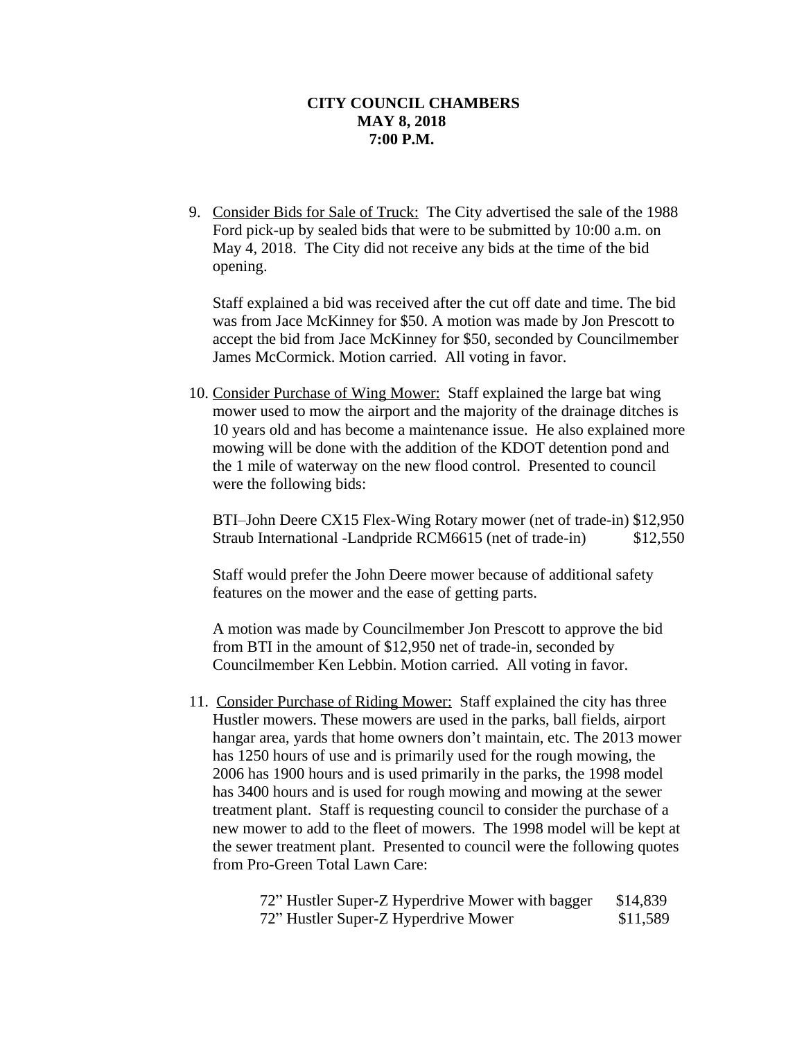**CITY COUNCIL CHAMBERS**
**MAY 8, 2018**
**7:00 P.M.**

9. Consider Bids for Sale of Truck: The City advertised the sale of the 1988 Ford pick-up by sealed bids that were to be submitted by 10:00 a.m. on May 4, 2018. The City did not receive any bids at the time of the bid opening.

   Staff explained a bid was received after the cut off date and time. The bid was from Jace McKinney for $50. A motion was made by Jon Prescott to accept the bid from Jace McKinney for $50, seconded by Councilmember James McCormick. Motion carried. All voting in favor.

10. Consider Purchase of Wing Mower: Staff explained the large bat wing mower used to mow the airport and the majority of the drainage ditches is 10 years old and has become a maintenance issue. He also explained more mowing will be done with the addition of the KDOT detention pond and the 1 mile of waterway on the new flood control. Presented to council were the following bids:

    BTI–John Deere CX15 Flex-Wing Rotary mower (net of trade-in) $12,950
    Straub International -Landpride RCM6615 (net of trade-in) $12,550

    Staff would prefer the John Deere mower because of additional safety features on the mower and the ease of getting parts.

    A motion was made by Councilmember Jon Prescott to approve the bid from BTI in the amount of $12,950 net of trade-in, seconded by Councilmember Ken Lebbin. Motion carried. All voting in favor.

11. Consider Purchase of Riding Mower: Staff explained the city has three Hustler mowers. These mowers are used in the parks, ball fields, airport hangar area, yards that home owners don't maintain, etc. The 2013 mower has 1250 hours of use and is primarily used for the rough mowing, the 2006 has 1900 hours and is used primarily in the parks, the 1998 model has 3400 hours and is used for rough mowing and mowing at the sewer treatment plant. Staff is requesting council to consider the purchase of a new mower to add to the fleet of mowers. The 1998 model will be kept at the sewer treatment plant. Presented to council were the following quotes from Pro-Green Total Lawn Care:

    72" Hustler Super-Z Hyperdrive Mower with bagger $14,839
    72" Hustler Super-Z Hyperdrive Mower $11,589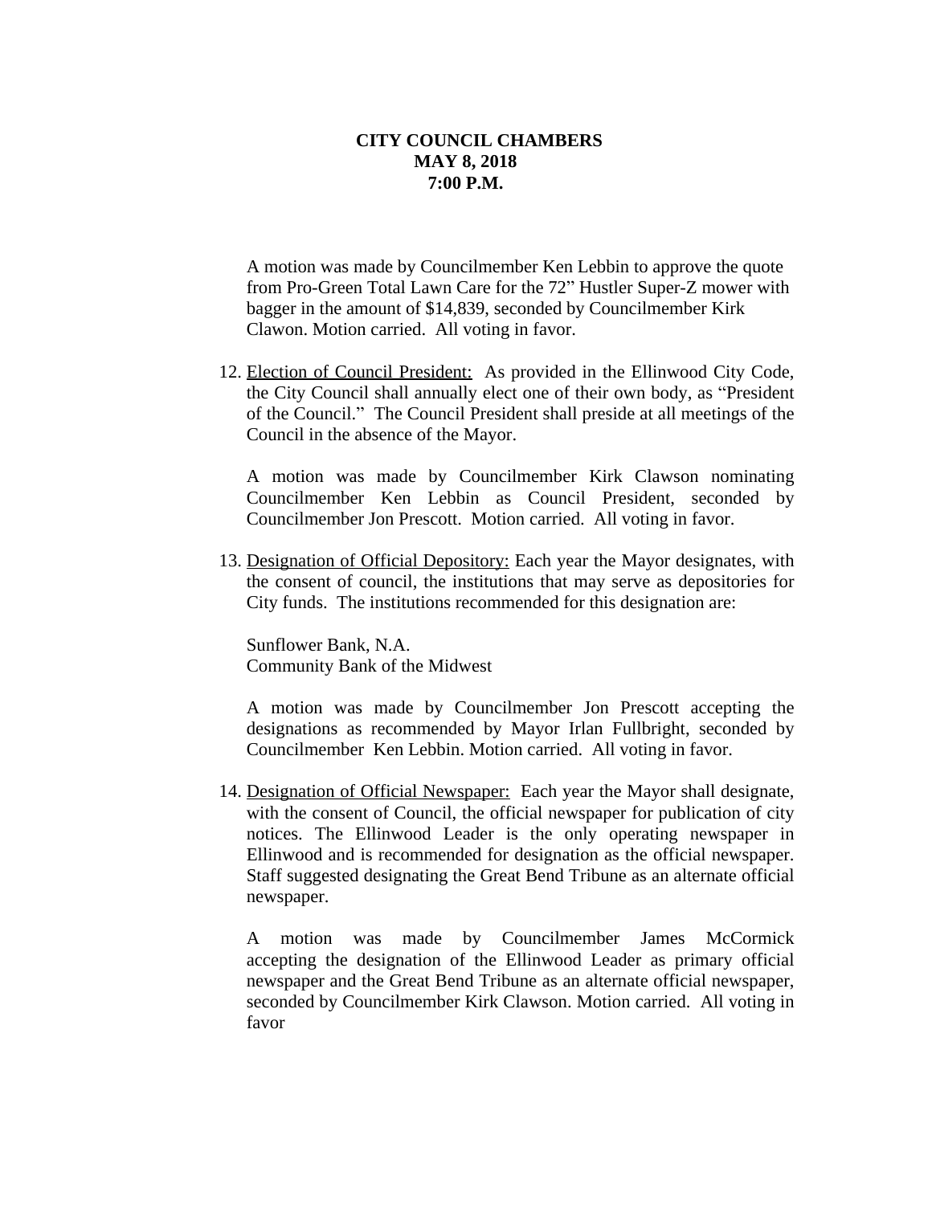**CITY COUNCIL CHAMBERS**
**MAY 8, 2018**
**7:00 P.M.**

A motion was made by Councilmember Ken Lebbin to approve the quote from Pro-Green Total Lawn Care for the 72" Hustler Super-Z mower with bagger in the amount of $14,839, seconded by Councilmember Kirk Clawon. Motion carried. All voting in favor.

12. Election of Council President: As provided in the Ellinwood City Code, the City Council shall annually elect one of their own body, as "President of the Council." The Council President shall preside at all meetings of the Council in the absence of the Mayor.

    A motion was made by Councilmember Kirk Clawson nominating Councilmember Ken Lebbin as Council President, seconded by Councilmember Jon Prescott. Motion carried. All voting in favor.

13. Designation of Official Depository: Each year the Mayor designates, with the consent of council, the institutions that may serve as depositories for City funds. The institutions recommended for this designation are:

    Sunflower Bank, N.A.
    Community Bank of the Midwest

    A motion was made by Councilmember Jon Prescott accepting the designations as recommended by Mayor Irlan Fullbright, seconded by Councilmember Ken Lebbin. Motion carried. All voting in favor.

14. Designation of Official Newspaper: Each year the Mayor shall designate, with the consent of Council, the official newspaper for publication of city notices. The Ellinwood Leader is the only operating newspaper in Ellinwood and is recommended for designation as the official newspaper. Staff suggested designating the Great Bend Tribune as an alternate official newspaper.

    A motion was made by Councilmember James McCormick accepting the designation of the Ellinwood Leader as primary official newspaper and the Great Bend Tribune as an alternate official newspaper, seconded by Councilmember Kirk Clawson. Motion carried. All voting in favor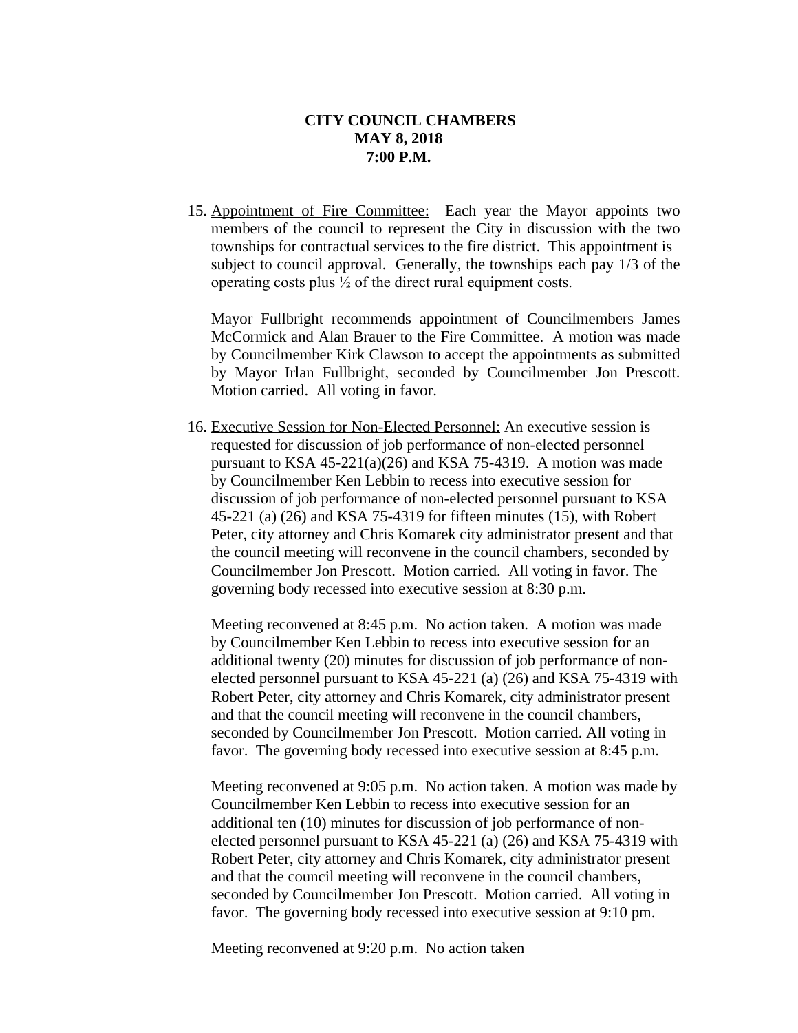**CITY COUNCIL CHAMBERS**
**MAY 8, 2018**
**7:00 P.M.**

15. Appointment of Fire Committee: Each year the Mayor appoints two members of the council to represent the City in discussion with the two townships for contractual services to the fire district. This appointment is subject to council approval. Generally, the townships each pay 1/3 of the operating costs plus ½ of the direct rural equipment costs.

    Mayor Fullbright recommends appointment of Councilmembers James McCormick and Alan Brauer to the Fire Committee. A motion was made by Councilmember Kirk Clawson to accept the appointments as submitted by Mayor Irlan Fullbright, seconded by Councilmember Jon Prescott. Motion carried. All voting in favor.

16. Executive Session for Non-Elected Personnel: An executive session is requested for discussion of job performance of non-elected personnel pursuant to KSA 45-221(a)(26) and KSA 75-4319. A motion was made by Councilmember Ken Lebbin to recess into executive session for discussion of job performance of non-elected personnel pursuant to KSA 45-221 (a) (26) and KSA 75-4319 for fifteen minutes (15), with Robert Peter, city attorney and Chris Komarek city administrator present and that the council meeting will reconvene in the council chambers, seconded by Councilmember Jon Prescott. Motion carried. All voting in favor. The governing body recessed into executive session at 8:30 p.m.

    Meeting reconvened at 8:45 p.m. No action taken. A motion was made by Councilmember Ken Lebbin to recess into executive session for an additional twenty (20) minutes for discussion of job performance of non-elected personnel pursuant to KSA 45-221 (a) (26) and KSA 75-4319 with Robert Peter, city attorney and Chris Komarek, city administrator present and that the council meeting will reconvene in the council chambers, seconded by Councilmember Jon Prescott. Motion carried. All voting in favor. The governing body recessed into executive session at 8:45 p.m.

    Meeting reconvened at 9:05 p.m. No action taken. A motion was made by Councilmember Ken Lebbin to recess into executive session for an additional ten (10) minutes for discussion of job performance of non-elected personnel pursuant to KSA 45-221 (a) (26) and KSA 75-4319 with Robert Peter, city attorney and Chris Komarek, city administrator present and that the council meeting will reconvene in the council chambers, seconded by Councilmember Jon Prescott. Motion carried. All voting in favor. The governing body recessed into executive session at 9:10 pm.

    Meeting reconvened at 9:20 p.m. No action taken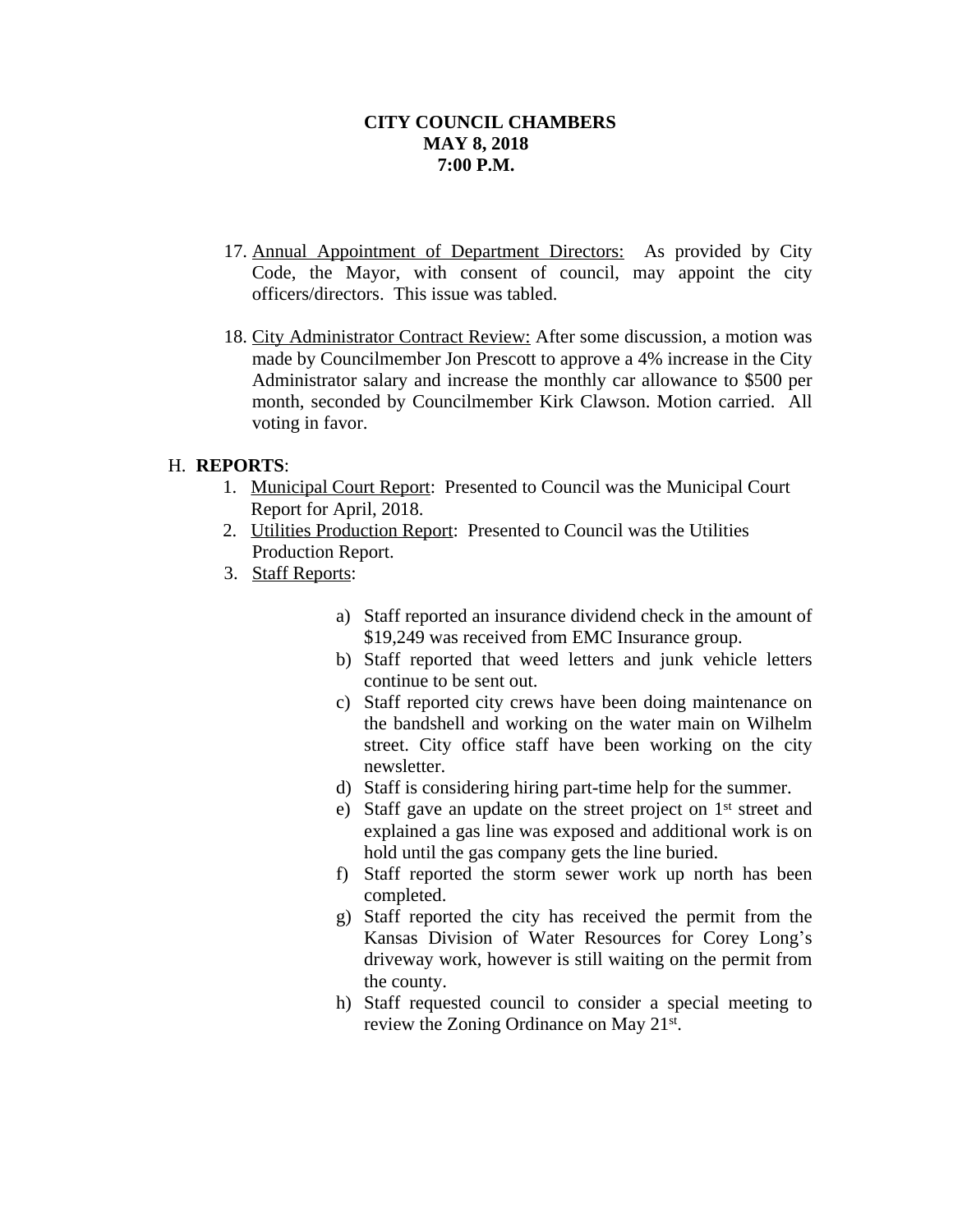**CITY COUNCIL CHAMBERS**
**MAY 8, 2018**
**7:00 P.M.**

17. Annual Appointment of Department Directors: As provided by City Code, the Mayor, with consent of council, may appoint the city officers/directors. This issue was tabled.

18. City Administrator Contract Review: After some discussion, a motion was made by Councilmember Jon Prescott to approve a 4% increase in the City Administrator salary and increase the monthly car allowance to $500 per month, seconded by Councilmember Kirk Clawson. Motion carried. All voting in favor.

H. **REPORTS**:

1. Municipal Court Report: Presented to Council was the Municipal Court Report for April, 2018.
2. Utilities Production Report: Presented to Council was the Utilities Production Report.
3. Staff Reports:

   a) Staff reported an insurance dividend check in the amount of $19,249 was received from EMC Insurance group.
   b) Staff reported that weed letters and junk vehicle letters continue to be sent out.
   c) Staff reported city crews have been doing maintenance on the bandshell and working on the water main on Wilhelm street. City office staff have been working on the city newsletter.
   d) Staff is considering hiring part-time help for the summer.
   e) Staff gave an update on the street project on 1st street and explained a gas line was exposed and additional work is on hold until the gas company gets the line buried.
   f) Staff reported the storm sewer work up north has been completed.
   g) Staff reported the city has received the permit from the Kansas Division of Water Resources for Corey Long's driveway work, however is still waiting on the permit from the county.
   h) Staff requested council to consider a special meeting to review the Zoning Ordinance on May 21st.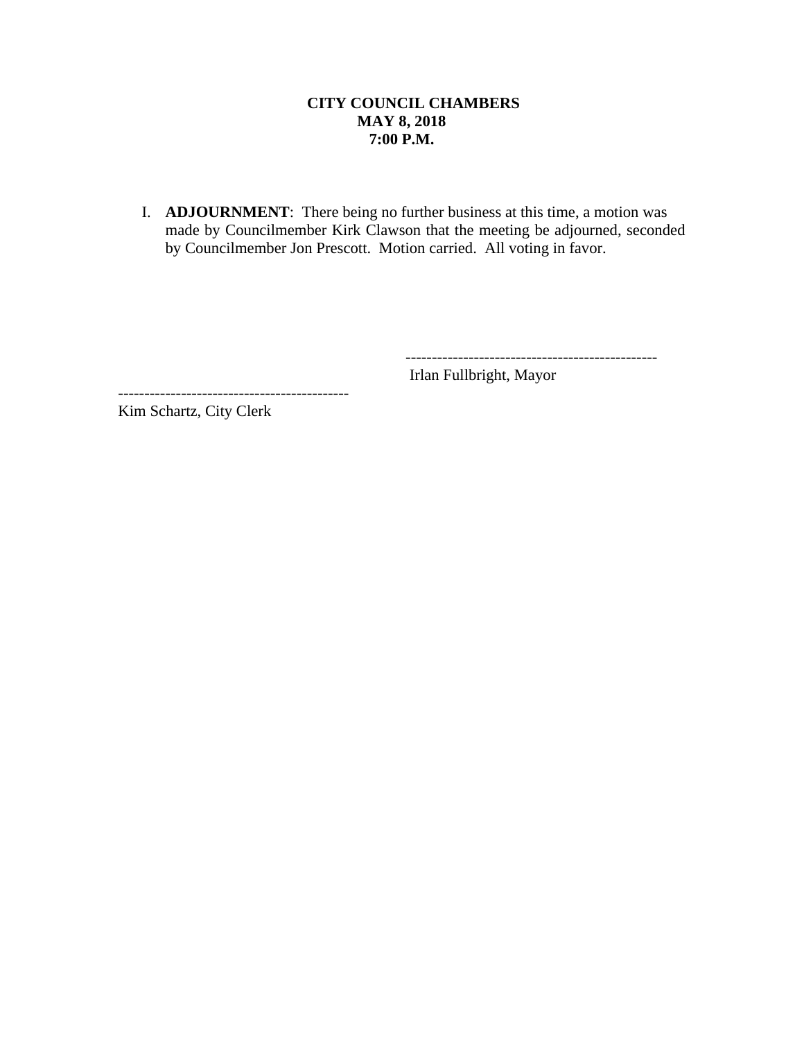**CITY COUNCIL CHAMBERS**
**MAY 8, 2018**
**7:00 P.M.**

I. **ADJOURNMENT**: There being no further business at this time, a motion was made by Councilmember Kirk Clawson that the meeting be adjourned, seconded by Councilmember Jon Prescott. Motion carried. All voting in favor.

------------------------------------------------
Irlan Fullbright, Mayor

--------------------------------------------
Kim Schartz, City Clerk